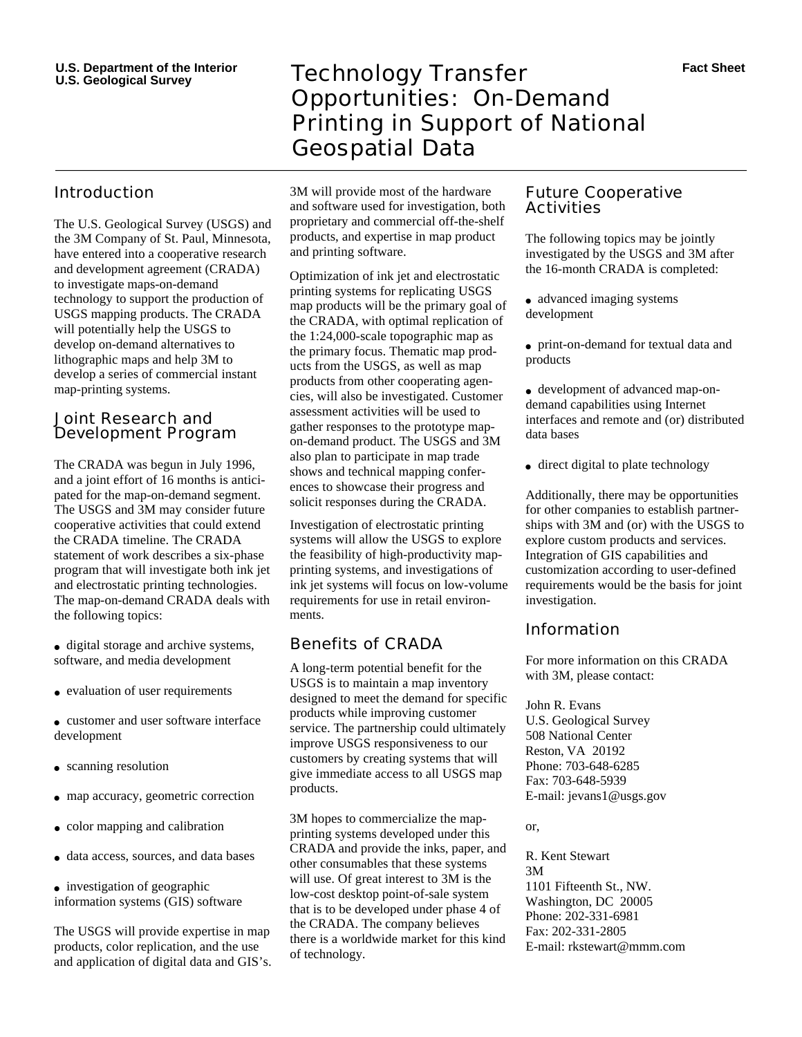U.S. Department of the Interior
U.S. Geological Survey

Fact Sheet

# Technology Transfer Opportunities: On-Demand Printing in Support of National Geospatial Data

## Introduction

The U.S. Geological Survey (USGS) and the 3M Company of St. Paul, Minnesota, have entered into a cooperative research and development agreement (CRADA) to investigate maps-on-demand technology to support the production of USGS mapping products. The CRADA will potentially help the USGS to develop on-demand alternatives to lithographic maps and help 3M to develop a series of commercial instant map-printing systems.

## Joint Research and Development Program

The CRADA was begun in July 1996, and a joint effort of 16 months is anticipated for the map-on-demand segment. The USGS and 3M may consider future cooperative activities that could extend the CRADA timeline. The CRADA statement of work describes a six-phase program that will investigate both ink jet and electrostatic printing technologies. The map-on-demand CRADA deals with the following topics:

- digital storage and archive systems, software, and media development
- evaluation of user requirements
- customer and user software interface development
- scanning resolution
- map accuracy, geometric correction
- color mapping and calibration
- data access, sources, and data bases
- investigation of geographic information systems (GIS) software

The USGS will provide expertise in map products, color replication, and the use and application of digital data and GIS's. 3M will provide most of the hardware and software used for investigation, both proprietary and commercial off-the-shelf products, and expertise in map product and printing software.

Optimization of ink jet and electrostatic printing systems for replicating USGS map products will be the primary goal of the CRADA, with optimal replication of the 1:24,000-scale topographic map as the primary focus. Thematic map products from the USGS, as well as map products from other cooperating agencies, will also be investigated. Customer assessment activities will be used to gather responses to the prototype map-on-demand product. The USGS and 3M also plan to participate in map trade shows and technical mapping conferences to showcase their progress and solicit responses during the CRADA.

Investigation of electrostatic printing systems will allow the USGS to explore the feasibility of high-productivity map-printing systems, and investigations of ink jet systems will focus on low-volume requirements for use in retail environments.

## Benefits of CRADA

A long-term potential benefit for the USGS is to maintain a map inventory designed to meet the demand for specific products while improving customer service. The partnership could ultimately improve USGS responsiveness to our customers by creating systems that will give immediate access to all USGS map products.

3M hopes to commercialize the map-printing systems developed under this CRADA and provide the inks, paper, and other consumables that these systems will use. Of great interest to 3M is the low-cost desktop point-of-sale system that is to be developed under phase 4 of the CRADA. The company believes there is a worldwide market for this kind of technology.

## Future Cooperative Activities

The following topics may be jointly investigated by the USGS and 3M after the 16-month CRADA is completed:

- advanced imaging systems development
- print-on-demand for textual data and products
- development of advanced map-on-demand capabilities using Internet interfaces and remote and (or) distributed data bases
- direct digital to plate technology

Additionally, there may be opportunities for other companies to establish partnerships with 3M and (or) with the USGS to explore custom products and services. Integration of GIS capabilities and customization according to user-defined requirements would be the basis for joint investigation.

## Information

For more information on this CRADA with 3M, please contact:

John R. Evans
U.S. Geological Survey
508 National Center
Reston, VA 20192
Phone: 703-648-6285
Fax: 703-648-5939
E-mail: jevans1@usgs.gov

or,

R. Kent Stewart
3M
1101 Fifteenth St., NW.
Washington, DC 20005
Phone: 202-331-6981
Fax: 202-331-2805
E-mail: rkstewart@mmm.com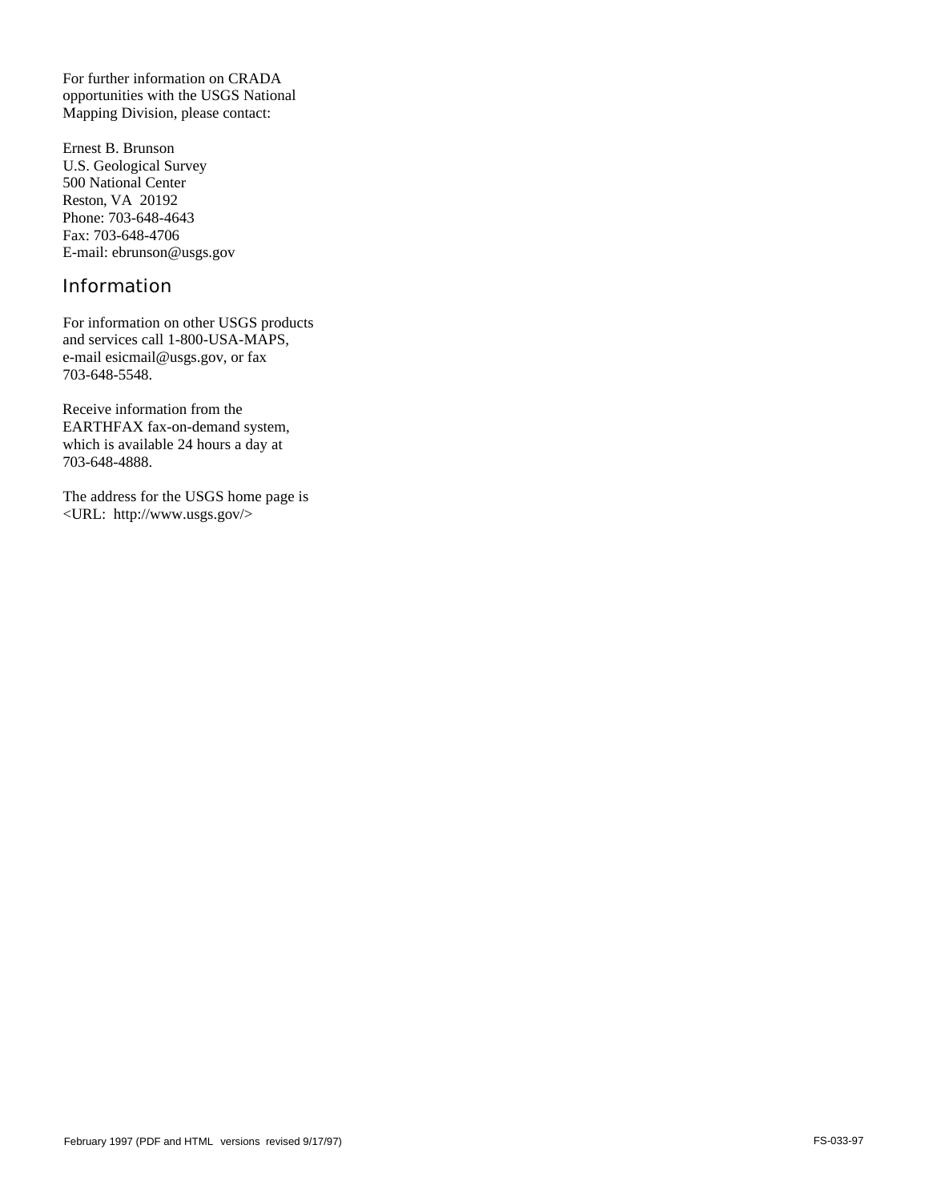For further information on CRADA opportunities with the USGS National Mapping Division, please contact:

Ernest B. Brunson
U.S. Geological Survey
500 National Center
Reston, VA 20192
Phone: 703-648-4643
Fax: 703-648-4706
E-mail: ebrunson@usgs.gov

## Information

For information on other USGS products and services call 1-800-USA-MAPS, e-mail esicmail@usgs.gov, or fax 703-648-5548.

Receive information from the EARTHFAX fax-on-demand system, which is available 24 hours a day at 703-648-4888.

The address for the USGS home page is <URL: http://www.usgs.gov/>

February 1997 (PDF and HTML versions revised 9/17/97)

FS-033-97